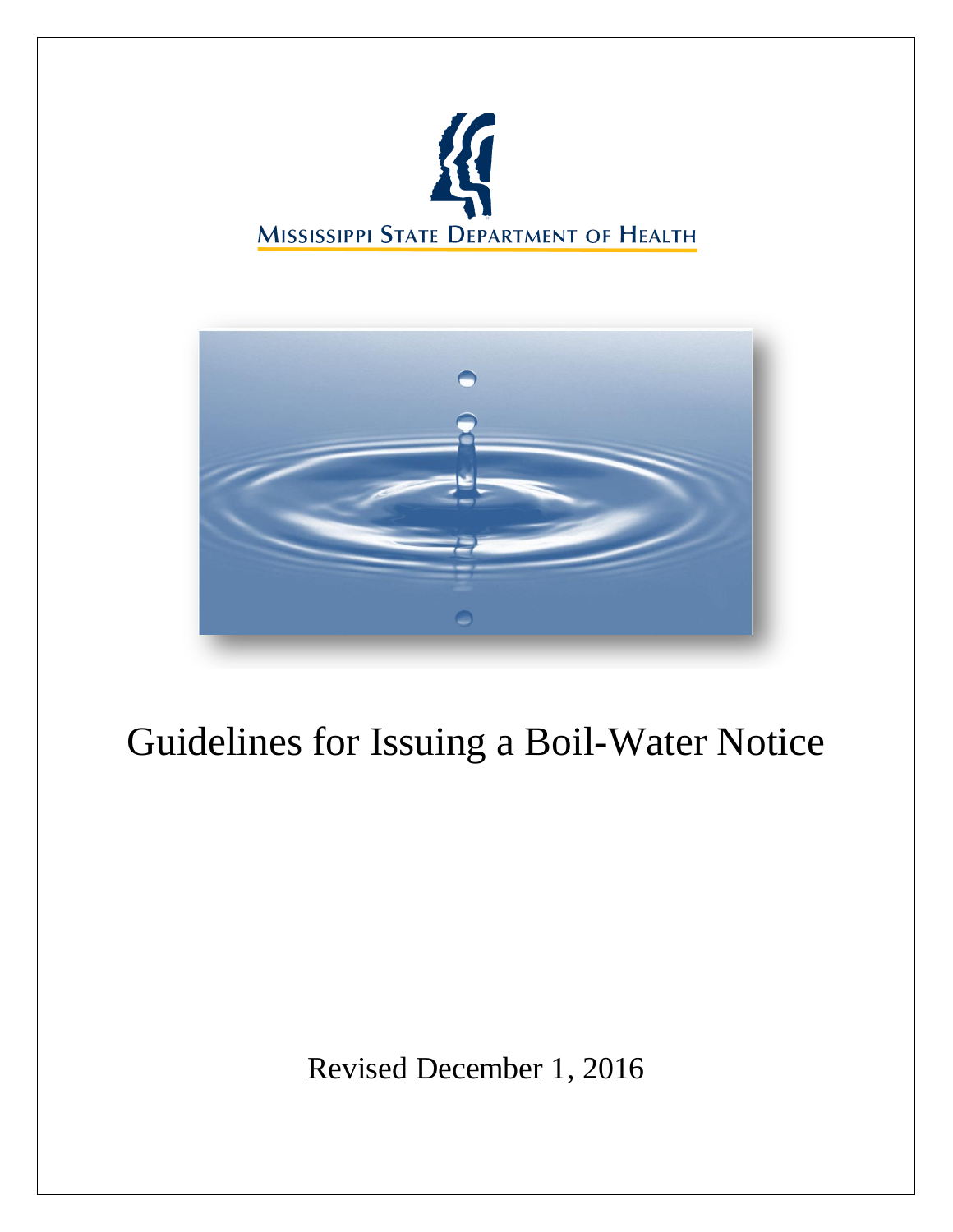Mississippi State Department of Health

# Guidelines for Issuing a Boil-Water Notice

Revised December 1, 2016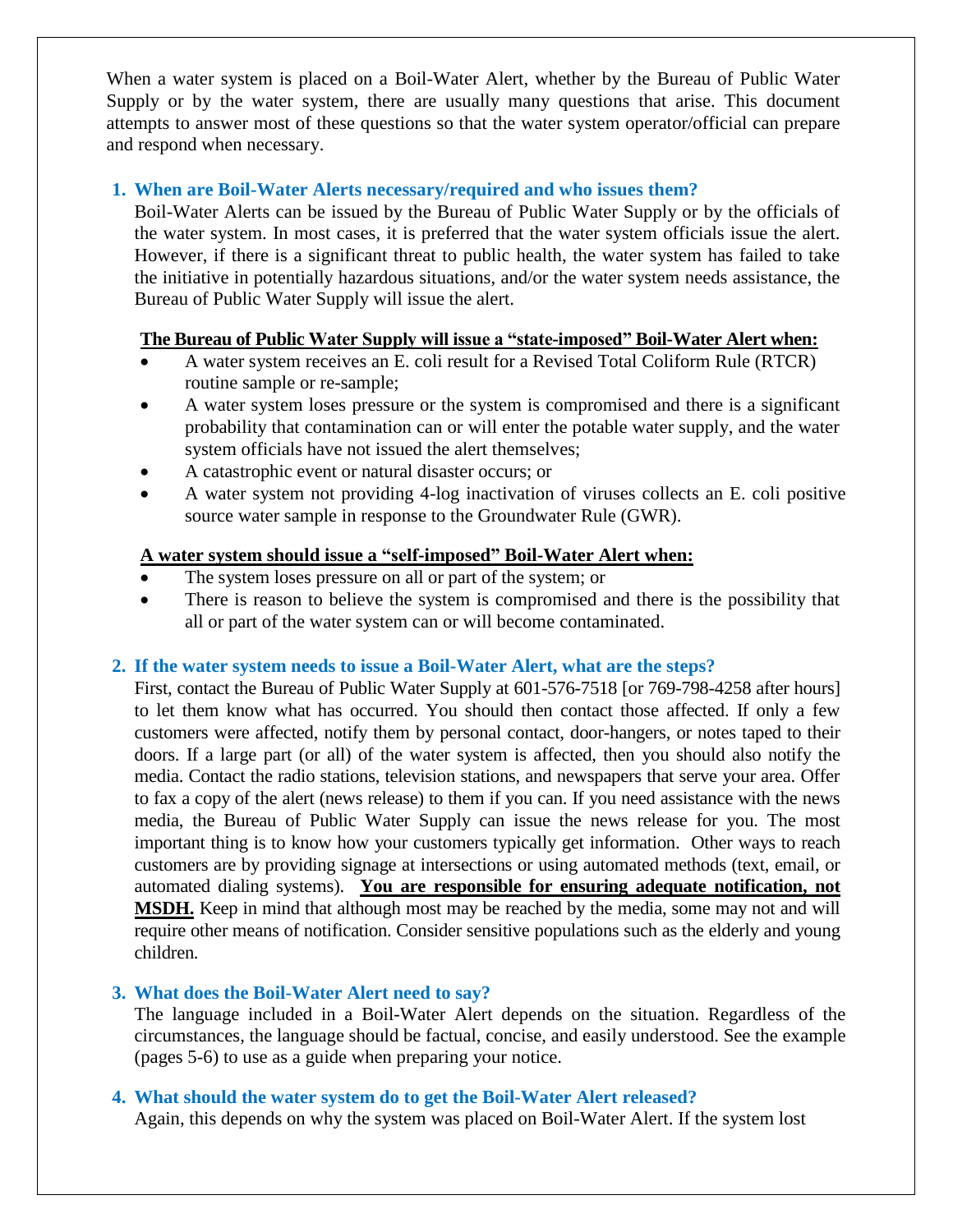When a water system is placed on a Boil-Water Alert, whether by the Bureau of Public Water Supply or by the water system, there are usually many questions that arise. This document attempts to answer most of these questions so that the water system operator/official can prepare and respond when necessary.

## 1. When are Boil-Water Alerts necessary/required and who issues them?

Boil-Water Alerts can be issued by the Bureau of Public Water Supply or by the officials of the water system. In most cases, it is preferred that the water system officials issue the alert. However, if there is a significant threat to public health, the water system has failed to take the initiative in potentially hazardous situations, and/or the water system needs assistance, the Bureau of Public Water Supply will issue the alert.

**The Bureau of Public Water Supply will issue a "state-imposed" Boil-Water Alert when:**

- A water system receives an E. coli result for a Revised Total Coliform Rule (RTCR) routine sample or re-sample;
- A water system loses pressure or the system is compromised and there is a significant probability that contamination can or will enter the potable water supply, and the water system officials have not issued the alert themselves;
- A catastrophic event or natural disaster occurs; or
- A water system not providing 4-log inactivation of viruses collects an E. coli positive source water sample in response to the Groundwater Rule (GWR).

**A water system should issue a "self-imposed" Boil-Water Alert when:**

- The system loses pressure on all or part of the system; or
- There is reason to believe the system is compromised and there is the possibility that all or part of the water system can or will become contaminated.

## 2. If the water system needs to issue a Boil-Water Alert, what are the steps?

First, contact the Bureau of Public Water Supply at 601-576-7518 [or 769-798-4258 after hours] to let them know what has occurred. You should then contact those affected. If only a few customers were affected, notify them by personal contact, door-hangers, or notes taped to their doors. If a large part (or all) of the water system is affected, then you should also notify the media. Contact the radio stations, television stations, and newspapers that serve your area. Offer to fax a copy of the alert (news release) to them if you can. If you need assistance with the news media, the Bureau of Public Water Supply can issue the news release for you. The most important thing is to know how your customers typically get information. Other ways to reach customers are by providing signage at intersections or using automated methods (text, email, or automated dialing systems). **You are responsible for ensuring adequate notification, not MSDH.** Keep in mind that although most may be reached by the media, some may not and will require other means of notification. Consider sensitive populations such as the elderly and young children.

## 3. What does the Boil-Water Alert need to say?

The language included in a Boil-Water Alert depends on the situation. Regardless of the circumstances, the language should be factual, concise, and easily understood. See the example (pages 5-6) to use as a guide when preparing your notice.

## 4. What should the water system do to get the Boil-Water Alert released?

Again, this depends on why the system was placed on Boil-Water Alert. If the system lost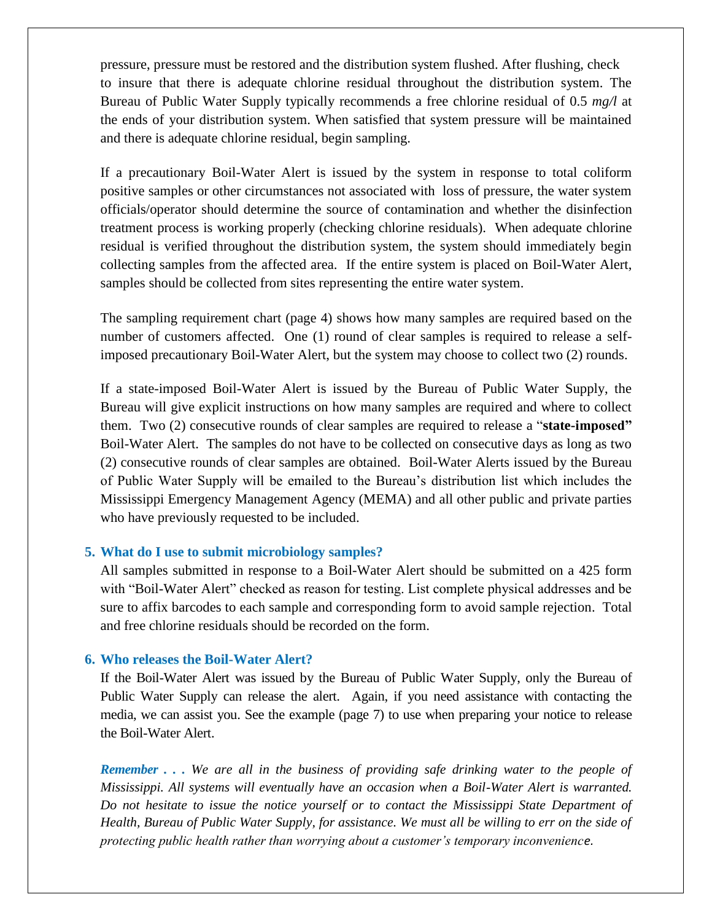pressure, pressure must be restored and the distribution system flushed. After flushing, check to insure that there is adequate chlorine residual throughout the distribution system. The Bureau of Public Water Supply typically recommends a free chlorine residual of 0.5 *mg/l* at the ends of your distribution system. When satisfied that system pressure will be maintained and there is adequate chlorine residual, begin sampling.

If a precautionary Boil-Water Alert is issued by the system in response to total coliform positive samples or other circumstances not associated with loss of pressure, the water system officials/operator should determine the source of contamination and whether the disinfection treatment process is working properly (checking chlorine residuals). When adequate chlorine residual is verified throughout the distribution system, the system should immediately begin collecting samples from the affected area. If the entire system is placed on Boil-Water Alert, samples should be collected from sites representing the entire water system.

The sampling requirement chart (page 4) shows how many samples are required based on the number of customers affected. One (1) round of clear samples is required to release a self-imposed precautionary Boil-Water Alert, but the system may choose to collect two (2) rounds.

If a state-imposed Boil-Water Alert is issued by the Bureau of Public Water Supply, the Bureau will give explicit instructions on how many samples are required and where to collect them. Two (2) consecutive rounds of clear samples are required to release a "**state-imposed"** Boil-Water Alert. The samples do not have to be collected on consecutive days as long as two (2) consecutive rounds of clear samples are obtained. Boil-Water Alerts issued by the Bureau of Public Water Supply will be emailed to the Bureau's distribution list which includes the Mississippi Emergency Management Agency (MEMA) and all other public and private parties who have previously requested to be included.

### 5. What do I use to submit microbiology samples?

All samples submitted in response to a Boil-Water Alert should be submitted on a 425 form with "Boil-Water Alert" checked as reason for testing. List complete physical addresses and be sure to affix barcodes to each sample and corresponding form to avoid sample rejection. Total and free chlorine residuals should be recorded on the form.

### 6. Who releases the Boil-Water Alert?

If the Boil-Water Alert was issued by the Bureau of Public Water Supply, only the Bureau of Public Water Supply can release the alert. Again, if you need assistance with contacting the media, we can assist you. See the example (page 7) to use when preparing your notice to release the Boil-Water Alert.

***Remember . . .*** *We are all in the business of providing safe drinking water to the people of Mississippi. All systems will eventually have an occasion when a Boil-Water Alert is warranted. Do not hesitate to issue the notice yourself or to contact the Mississippi State Department of Health, Bureau of Public Water Supply, for assistance. We must all be willing to err on the side of protecting public health rather than worrying about a customer's temporary inconvenience.*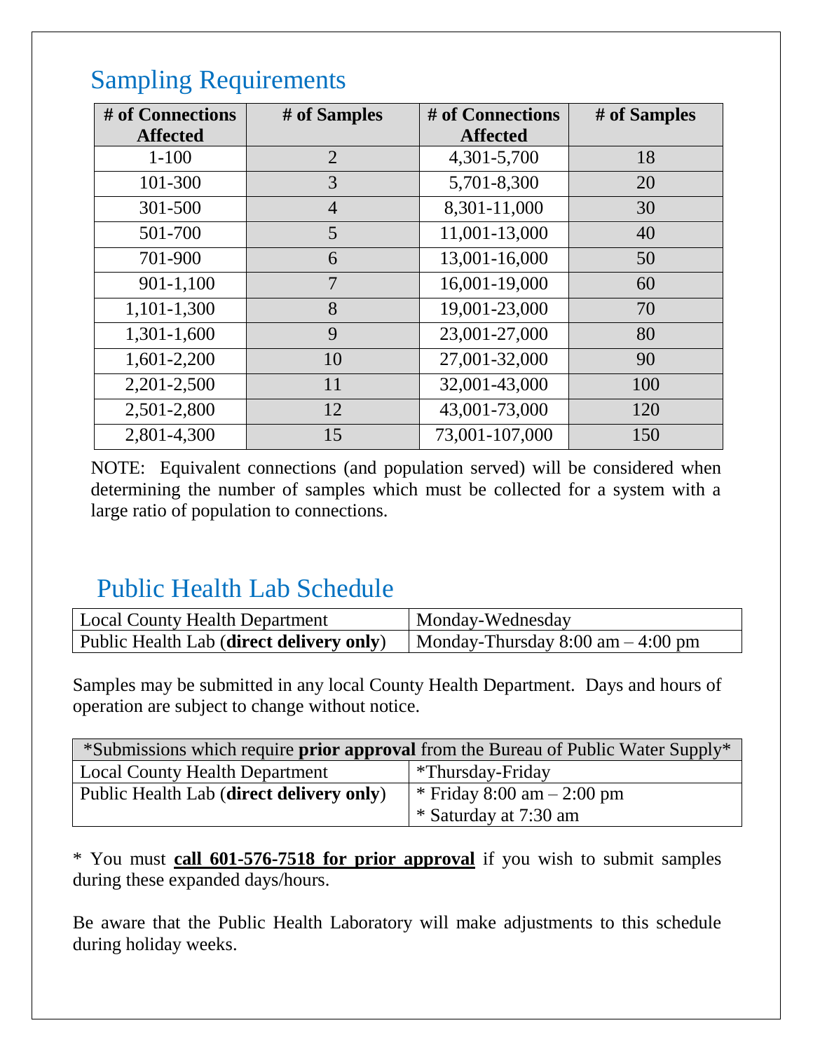## Sampling Requirements

| # of Connections Affected | # of Samples | # of Connections Affected | # of Samples |
|---|---|---|---|
| 1-100 | 2 | 4,301-5,700 | 18 |
| 101-300 | 3 | 5,701-8,300 | 20 |
| 301-500 | 4 | 8,301-11,000 | 30 |
| 501-700 | 5 | 11,001-13,000 | 40 |
| 701-900 | 6 | 13,001-16,000 | 50 |
| 901-1,100 | 7 | 16,001-19,000 | 60 |
| 1,101-1,300 | 8 | 19,001-23,000 | 70 |
| 1,301-1,600 | 9 | 23,001-27,000 | 80 |
| 1,601-2,200 | 10 | 27,001-32,000 | 90 |
| 2,201-2,500 | 11 | 32,001-43,000 | 100 |
| 2,501-2,800 | 12 | 43,001-73,000 | 120 |
| 2,801-4,300 | 15 | 73,001-107,000 | 150 |

NOTE: Equivalent connections (and population served) will be considered when determining the number of samples which must be collected for a system with a large ratio of population to connections.

## Public Health Lab Schedule

| | |
|---|---|
| Local County Health Department | Monday-Wednesday |
| Public Health Lab (**direct delivery only**) | Monday-Thursday 8:00 am – 4:00 pm |

Samples may be submitted in any local County Health Department. Days and hours of operation are subject to change without notice.

| *Submissions which require **prior approval** from the Bureau of Public Water Supply* | |
|---|---|
| Local County Health Department | *Thursday-Friday |
| Public Health Lab (**direct delivery only**) | * Friday 8:00 am – 2:00 pm<br>* Saturday at 7:30 am |

* You must **call 601-576-7518 for prior approval** if you wish to submit samples during these expanded days/hours.

Be aware that the Public Health Laboratory will make adjustments to this schedule during holiday weeks.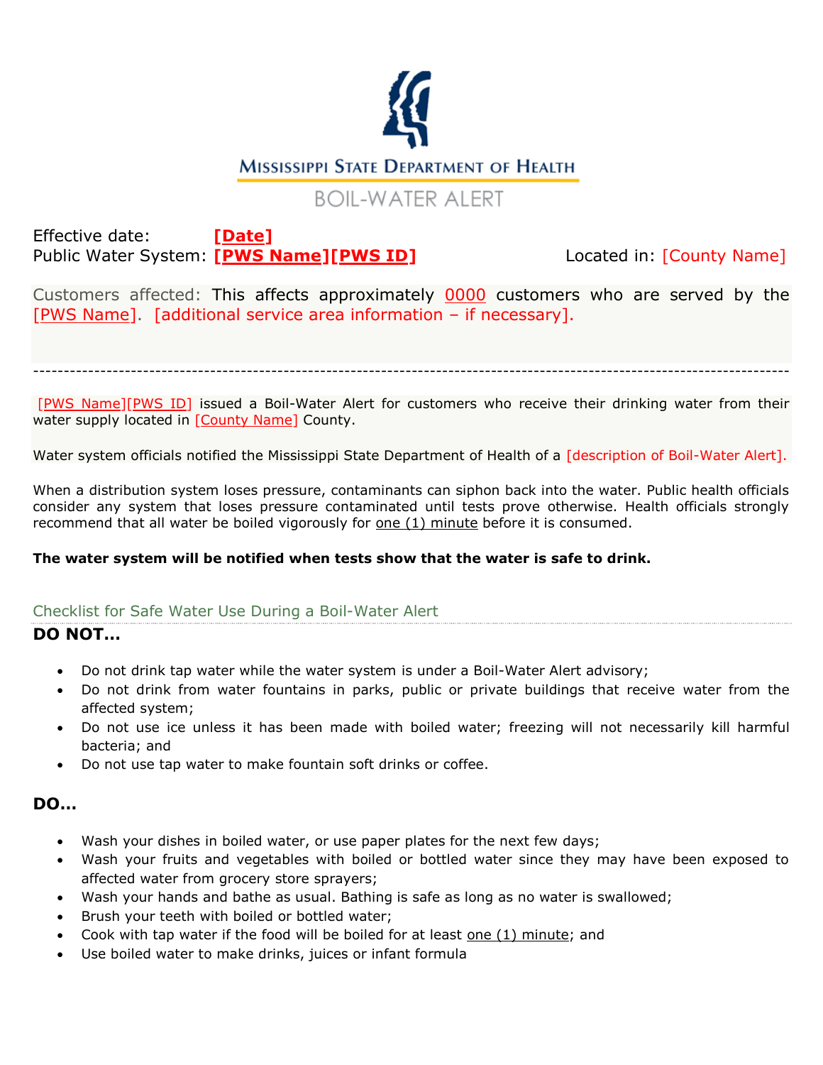# MISSISSIPPI STATE DEPARTMENT OF HEALTH

## BOIL-WATER ALERT

Effective date: **[Date]**
Public Water System: **[PWS Name][PWS ID]** Located in: [County Name]

Customers affected: This affects approximately 0000 customers who are served by the [PWS Name]. [additional service area information – if necessary].

---

[PWS Name][PWS ID] issued a Boil-Water Alert for customers who receive their drinking water from their water supply located in [County Name] County.

Water system officials notified the Mississippi State Department of Health of a [description of Boil-Water Alert].

When a distribution system loses pressure, contaminants can siphon back into the water. Public health officials consider any system that loses pressure contaminated until tests prove otherwise. Health officials strongly recommend that all water be boiled vigorously for one (1) minute before it is consumed.

**The water system will be notified when tests show that the water is safe to drink.**

### Checklist for Safe Water Use During a Boil-Water Alert

**DO NOT...**

- Do not drink tap water while the water system is under a Boil-Water Alert advisory;
- Do not drink from water fountains in parks, public or private buildings that receive water from the affected system;
- Do not use ice unless it has been made with boiled water; freezing will not necessarily kill harmful bacteria; and
- Do not use tap water to make fountain soft drinks or coffee.

**DO...**

- Wash your dishes in boiled water, or use paper plates for the next few days;
- Wash your fruits and vegetables with boiled or bottled water since they may have been exposed to affected water from grocery store sprayers;
- Wash your hands and bathe as usual. Bathing is safe as long as no water is swallowed;
- Brush your teeth with boiled or bottled water;
- Cook with tap water if the food will be boiled for at least one (1) minute; and
- Use boiled water to make drinks, juices or infant formula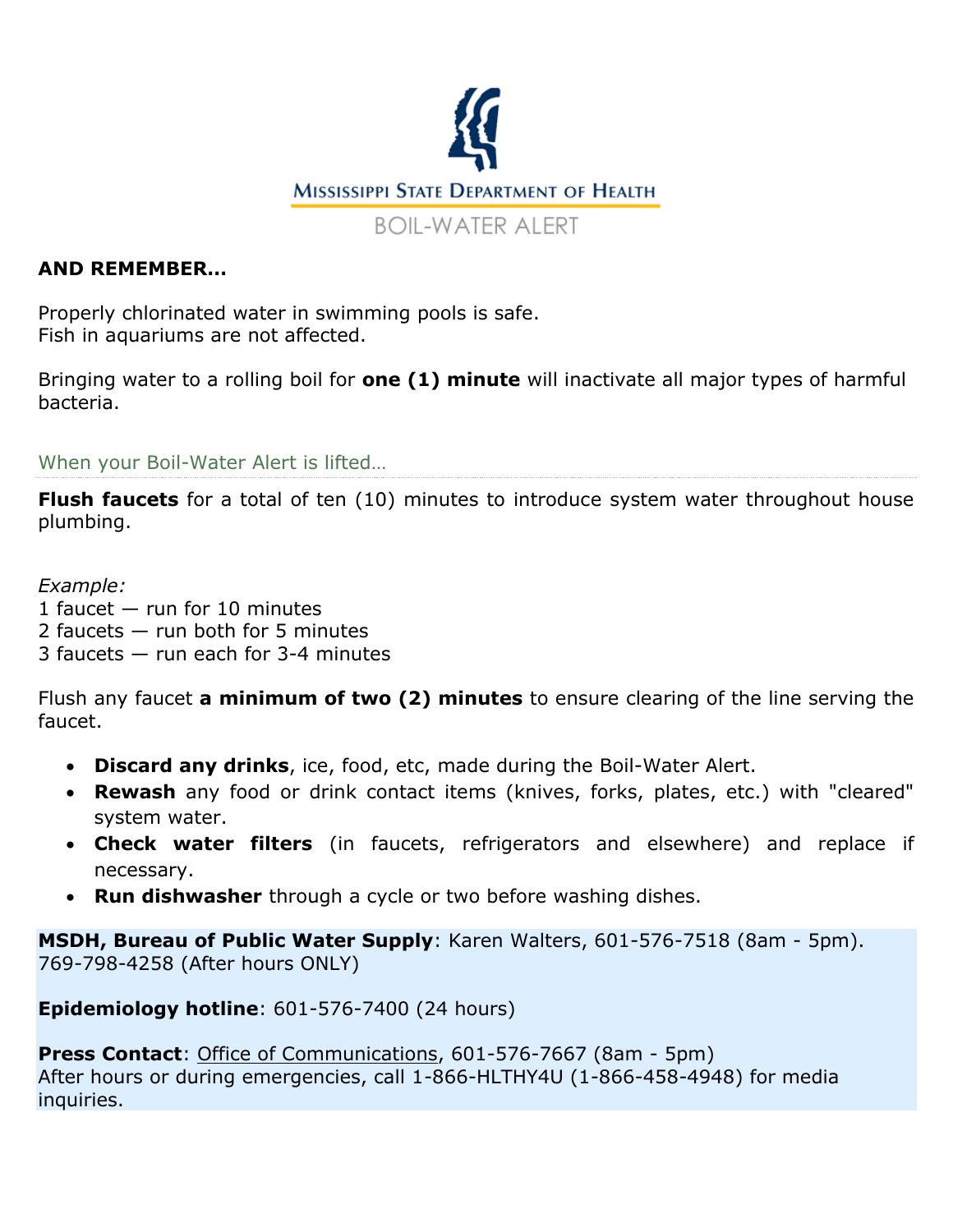Mississippi State Department of Health

BOIL-WATER ALERT

**AND REMEMBER...**

Properly chlorinated water in swimming pools is safe.
Fish in aquariums are not affected.

Bringing water to a rolling boil for **one (1) minute** will inactivate all major types of harmful bacteria.

## When your Boil-Water Alert is lifted…

**Flush faucets** for a total of ten (10) minutes to introduce system water throughout house plumbing.

*Example:*
1 faucet — run for 10 minutes
2 faucets — run both for 5 minutes
3 faucets — run each for 3-4 minutes

Flush any faucet **a minimum of two (2) minutes** to ensure clearing of the line serving the faucet.

- **Discard any drinks**, ice, food, etc, made during the Boil-Water Alert.
- **Rewash** any food or drink contact items (knives, forks, plates, etc.) with "cleared" system water.
- **Check water filters** (in faucets, refrigerators and elsewhere) and replace if necessary.
- **Run dishwasher** through a cycle or two before washing dishes.

**MSDH, Bureau of Public Water Supply**: Karen Walters, 601-576-7518 (8am - 5pm). 769-798-4258 (After hours ONLY)

**Epidemiology hotline**: 601-576-7400 (24 hours)

**Press Contact**: Office of Communications, 601-576-7667 (8am - 5pm)
After hours or during emergencies, call 1-866-HLTHY4U (1-866-458-4948) for media inquiries.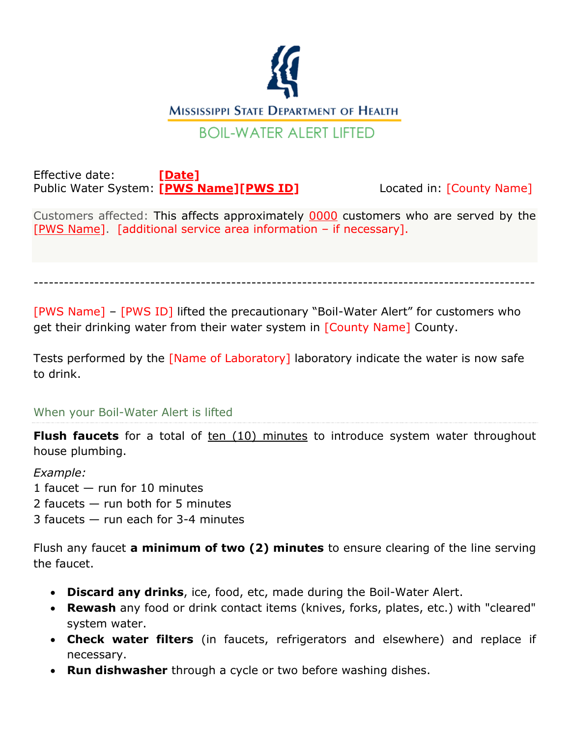Mississippi State Department of Health

# BOIL-WATER ALERT LIFTED

Effective date: **[Date]**
Public Water System: **[PWS Name][PWS ID]** Located in: [County Name]

Customers affected: This affects approximately 0000 customers who are served by the [PWS Name]. [additional service area information – if necessary].

---

[PWS Name] – [PWS ID] lifted the precautionary "Boil-Water Alert" for customers who get their drinking water from their water system in [County Name] County.

Tests performed by the [Name of Laboratory] laboratory indicate the water is now safe to drink.

## When your Boil-Water Alert is lifted

**Flush faucets** for a total of ten (10) minutes to introduce system water throughout house plumbing.

*Example:*
1 faucet — run for 10 minutes
2 faucets — run both for 5 minutes
3 faucets — run each for 3-4 minutes

Flush any faucet **a minimum of two (2) minutes** to ensure clearing of the line serving the faucet.

- **Discard any drinks**, ice, food, etc, made during the Boil-Water Alert.
- **Rewash** any food or drink contact items (knives, forks, plates, etc.) with "cleared" system water.
- **Check water filters** (in faucets, refrigerators and elsewhere) and replace if necessary.
- **Run dishwasher** through a cycle or two before washing dishes.